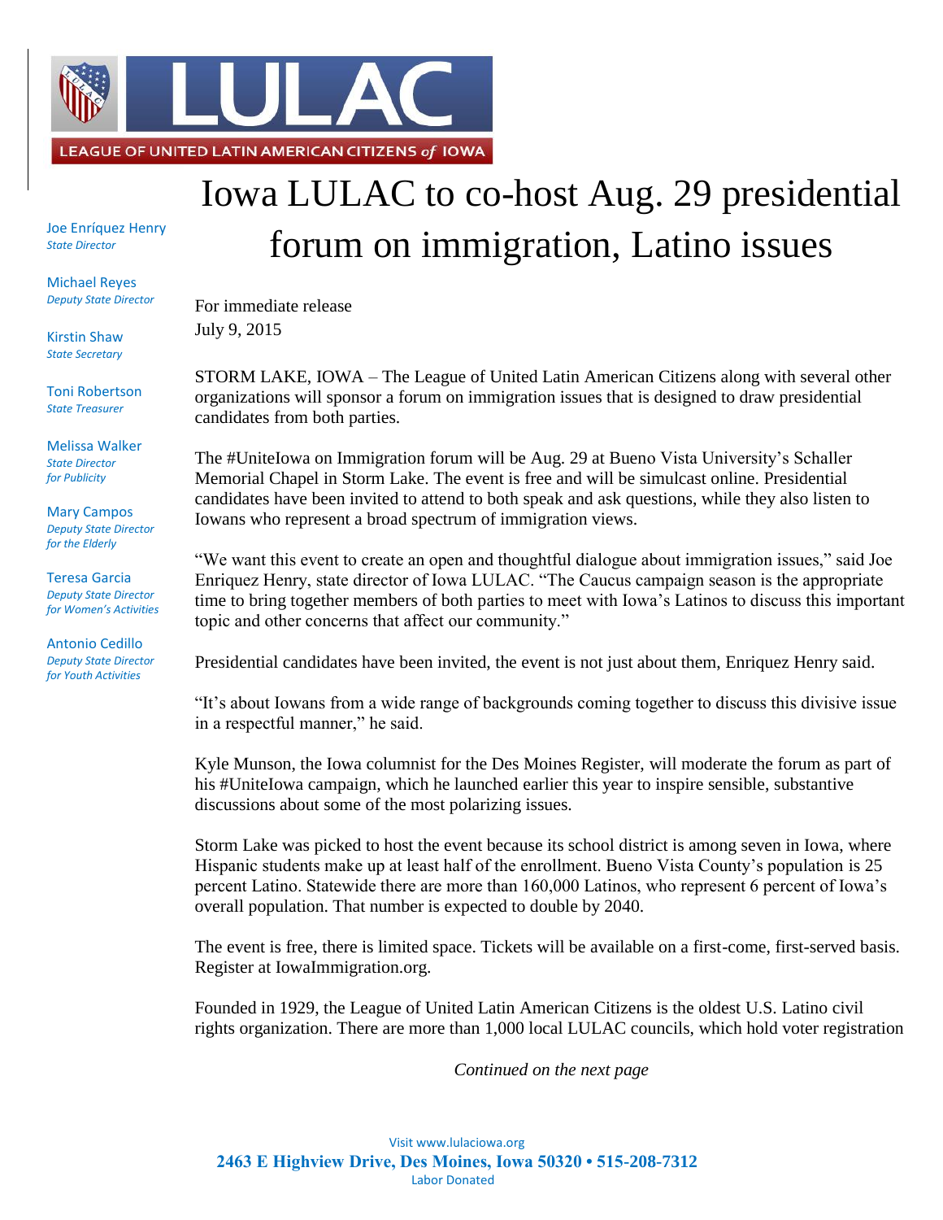LEAGUE OF UNITED LATIN AMERICAN CITIZENS *of* IOWA

Joe Enríquez Henry
*State Director*

Michael Reyes
*Deputy State Director*

Kirstin Shaw
*State Secretary*

Toni Robertson
*State Treasurer*

Melissa Walker
*State Director for Publicity*

Mary Campos
*Deputy State Director for the Elderly*

Teresa Garcia
*Deputy State Director for Women's Activities*

Antonio Cedillo
*Deputy State Director for Youth Activities*

# Iowa LULAC to co-host Aug. 29 presidential forum on immigration, Latino issues

For immediate release
July 9, 2015

STORM LAKE, IOWA – The League of United Latin American Citizens along with several other organizations will sponsor a forum on immigration issues that is designed to draw presidential candidates from both parties.

The #UniteIowa on Immigration forum will be Aug. 29 at Bueno Vista University's Schaller Memorial Chapel in Storm Lake. The event is free and will be simulcast online. Presidential candidates have been invited to attend to both speak and ask questions, while they also listen to Iowans who represent a broad spectrum of immigration views.

"We want this event to create an open and thoughtful dialogue about immigration issues," said Joe Enriquez Henry, state director of Iowa LULAC. "The Caucus campaign season is the appropriate time to bring together members of both parties to meet with Iowa's Latinos to discuss this important topic and other concerns that affect our community."

Presidential candidates have been invited, the event is not just about them, Enriquez Henry said.

"It's about Iowans from a wide range of backgrounds coming together to discuss this divisive issue in a respectful manner," he said.

Kyle Munson, the Iowa columnist for the Des Moines Register, will moderate the forum as part of his #UniteIowa campaign, which he launched earlier this year to inspire sensible, substantive discussions about some of the most polarizing issues.

Storm Lake was picked to host the event because its school district is among seven in Iowa, where Hispanic students make up at least half of the enrollment. Bueno Vista County's population is 25 percent Latino. Statewide there are more than 160,000 Latinos, who represent 6 percent of Iowa's overall population. That number is expected to double by 2040.

The event is free, there is limited space. Tickets will be available on a first-come, first-served basis. Register at IowaImmigration.org.

Founded in 1929, the League of United Latin American Citizens is the oldest U.S. Latino civil rights organization. There are more than 1,000 local LULAC councils, which hold voter registration

*Continued on the next page*

Visit www.lulaciowa.org
**2463 E Highview Drive, Des Moines, Iowa 50320 • 515-208-7312**
Labor Donated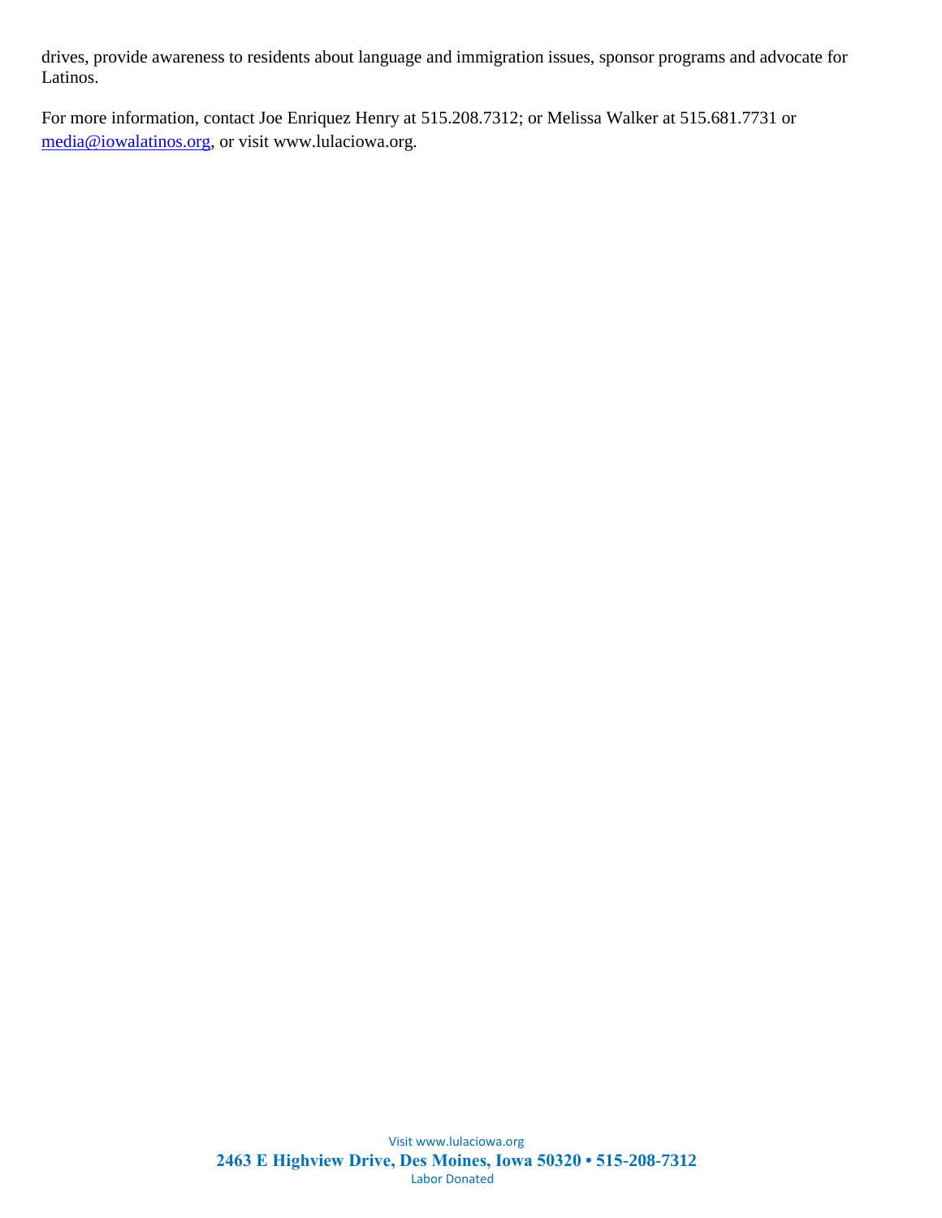drives, provide awareness to residents about language and immigration issues, sponsor programs and advocate for Latinos.

For more information, contact Joe Enriquez Henry at 515.208.7312; or Melissa Walker at 515.681.7731 or [media@iowalatinos.org](mailto:media@iowalatinos.org), or visit www.lulaciowa.org.